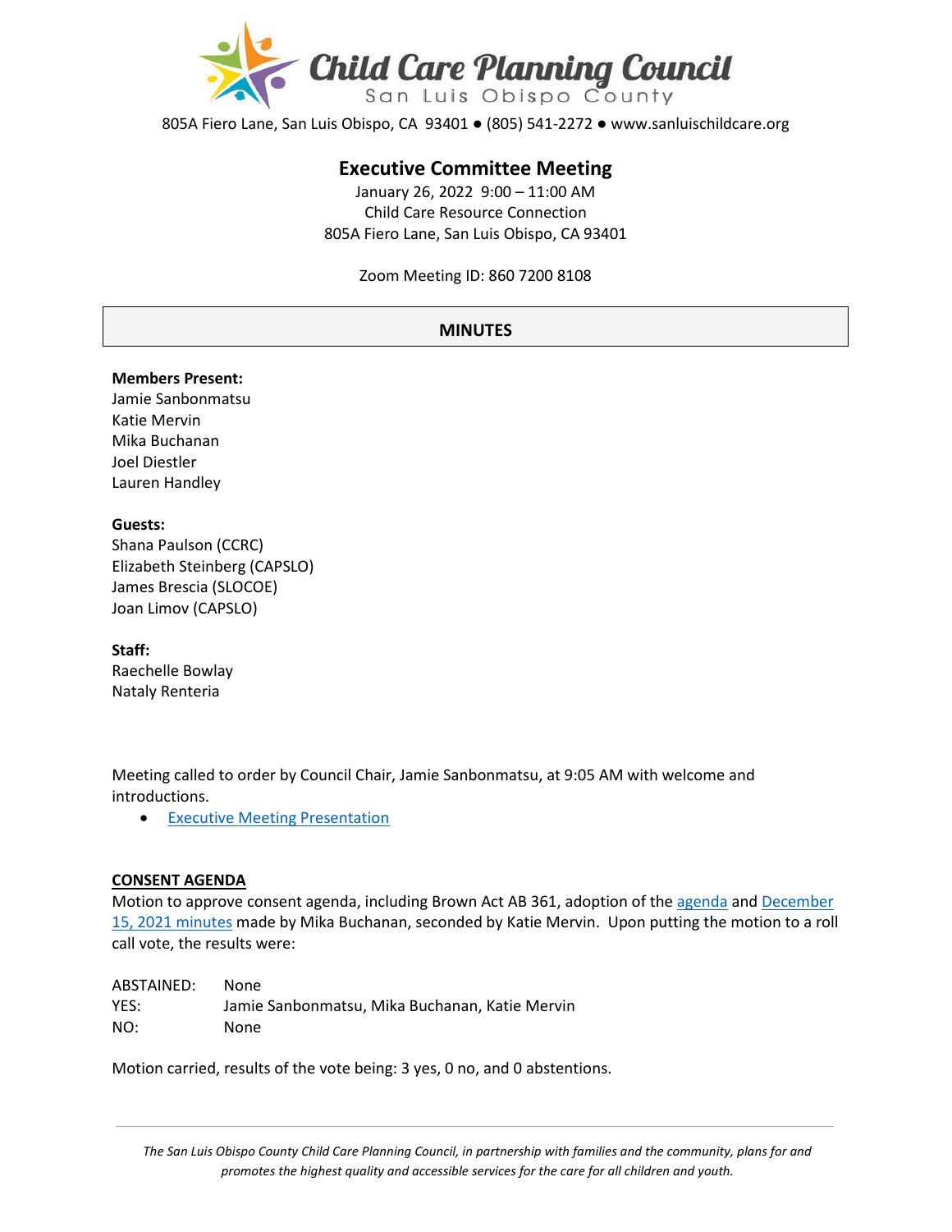# Child Care Planning Council

San Luis Obispo County

805A Fiero Lane, San Luis Obispo, CA 93401 ● (805) 541-2272 ● www.sanluischildcare.org

## Executive Committee Meeting

January 26, 2022 9:00 – 11:00 AM
Child Care Resource Connection
805A Fiero Lane, San Luis Obispo, CA 93401

Zoom Meeting ID: 860 7200 8108

### MINUTES

**Members Present:**
Jamie Sanbonmatsu
Katie Mervin
Mika Buchanan
Joel Diestler
Lauren Handley

**Guests:**
Shana Paulson (CCRC)
Elizabeth Steinberg (CAPSLO)
James Brescia (SLOCOE)
Joan Limov (CAPSLO)

**Staff:**
Raechelle Bowlay
Nataly Renteria

Meeting called to order by Council Chair, Jamie Sanbonmatsu, at 9:05 AM with welcome and introductions.

- Executive Meeting Presentation

**CONSENT AGENDA**

Motion to approve consent agenda, including Brown Act AB 361, adoption of the agenda and December 15, 2021 minutes made by Mika Buchanan, seconded by Katie Mervin. Upon putting the motion to a roll call vote, the results were:

ABSTAINED: None
YES: Jamie Sanbonmatsu, Mika Buchanan, Katie Mervin
NO: None

Motion carried, results of the vote being: 3 yes, 0 no, and 0 abstentions.

*The San Luis Obispo County Child Care Planning Council, in partnership with families and the community, plans for and promotes the highest quality and accessible services for the care for all children and youth.*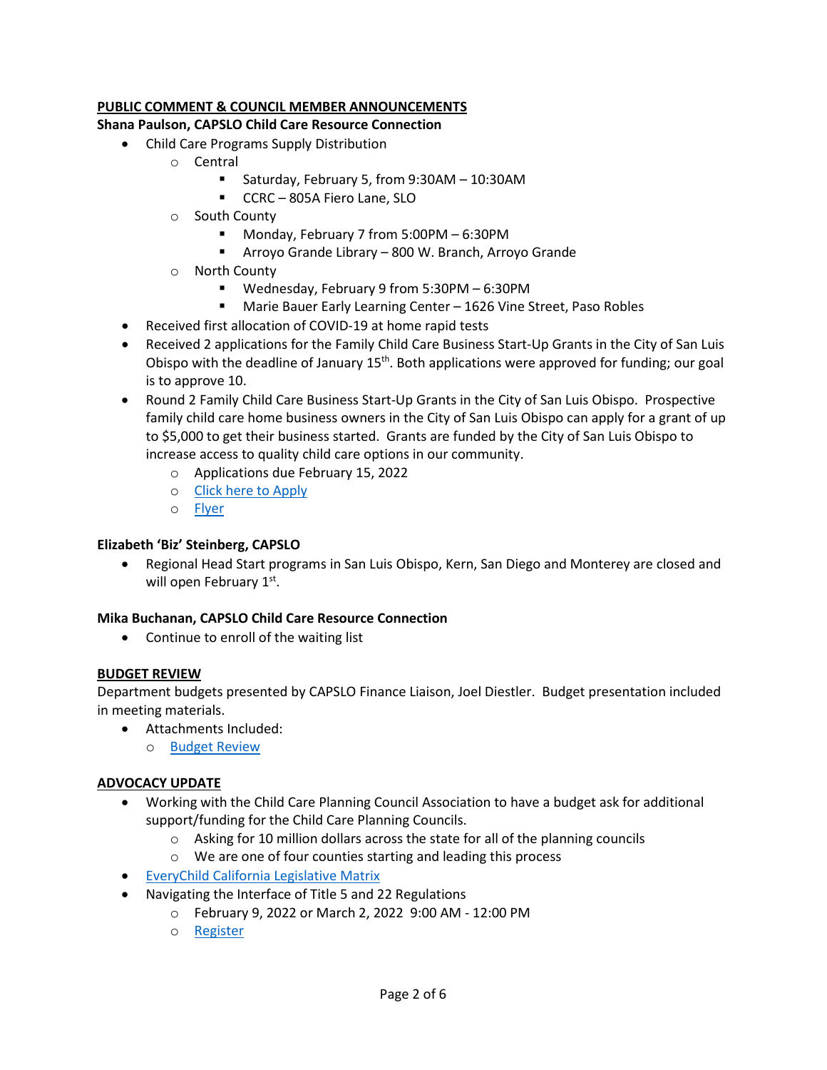## PUBLIC COMMENT & COUNCIL MEMBER ANNOUNCEMENTS

**Shana Paulson, CAPSLO Child Care Resource Connection**

- Child Care Programs Supply Distribution
  - Central
    - Saturday, February 5, from 9:30AM – 10:30AM
    - CCRC – 805A Fiero Lane, SLO
  - South County
    - Monday, February 7 from 5:00PM – 6:30PM
    - Arroyo Grande Library – 800 W. Branch, Arroyo Grande
  - North County
    - Wednesday, February 9 from 5:30PM – 6:30PM
    - Marie Bauer Early Learning Center – 1626 Vine Street, Paso Robles
- Received first allocation of COVID-19 at home rapid tests
- Received 2 applications for the Family Child Care Business Start-Up Grants in the City of San Luis Obispo with the deadline of January 15th. Both applications were approved for funding; our goal is to approve 10.
- Round 2 Family Child Care Business Start-Up Grants in the City of San Luis Obispo. Prospective family child care home business owners in the City of San Luis Obispo can apply for a grant of up to $5,000 to get their business started. Grants are funded by the City of San Luis Obispo to increase access to quality child care options in our community.
  - Applications due February 15, 2022
  - Click here to Apply
  - Flyer

**Elizabeth 'Biz' Steinberg, CAPSLO**

- Regional Head Start programs in San Luis Obispo, Kern, San Diego and Monterey are closed and will open February 1st.

**Mika Buchanan, CAPSLO Child Care Resource Connection**

- Continue to enroll of the waiting list

## BUDGET REVIEW

Department budgets presented by CAPSLO Finance Liaison, Joel Diestler. Budget presentation included in meeting materials.

- Attachments Included:
  - Budget Review

## ADVOCACY UPDATE

- Working with the Child Care Planning Council Association to have a budget ask for additional support/funding for the Child Care Planning Councils.
  - Asking for 10 million dollars across the state for all of the planning councils
  - We are one of four counties starting and leading this process
- EveryChild California Legislative Matrix
- Navigating the Interface of Title 5 and 22 Regulations
  - February 9, 2022 or March 2, 2022 9:00 AM - 12:00 PM
  - Register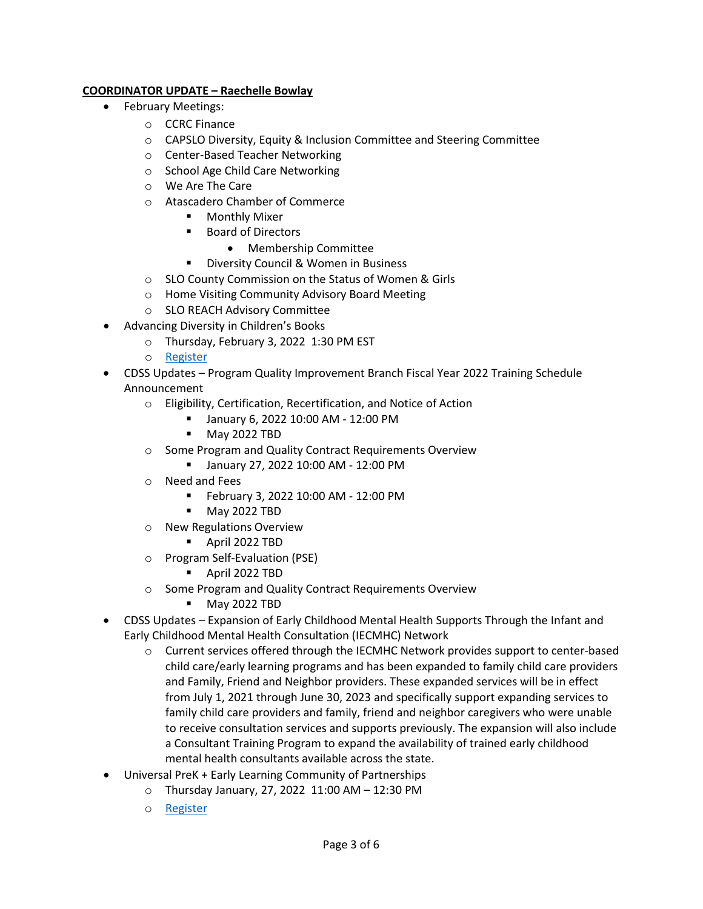**COORDINATOR UPDATE – Raechelle Bowlay**

- February Meetings:
  - CCRC Finance
  - CAPSLO Diversity, Equity & Inclusion Committee and Steering Committee
  - Center-Based Teacher Networking
  - School Age Child Care Networking
  - We Are The Care
  - Atascadero Chamber of Commerce
    - Monthly Mixer
    - Board of Directors
      - Membership Committee
    - Diversity Council & Women in Business
  - SLO County Commission on the Status of Women & Girls
  - Home Visiting Community Advisory Board Meeting
  - SLO REACH Advisory Committee
- Advancing Diversity in Children's Books
  - Thursday, February 3, 2022 1:30 PM EST
  - Register
- CDSS Updates – Program Quality Improvement Branch Fiscal Year 2022 Training Schedule Announcement
  - Eligibility, Certification, Recertification, and Notice of Action
    - January 6, 2022 10:00 AM - 12:00 PM
    - May 2022 TBD
  - Some Program and Quality Contract Requirements Overview
    - January 27, 2022 10:00 AM - 12:00 PM
  - Need and Fees
    - February 3, 2022 10:00 AM - 12:00 PM
    - May 2022 TBD
  - New Regulations Overview
    - April 2022 TBD
  - Program Self-Evaluation (PSE)
    - April 2022 TBD
  - Some Program and Quality Contract Requirements Overview
    - May 2022 TBD
- CDSS Updates – Expansion of Early Childhood Mental Health Supports Through the Infant and Early Childhood Mental Health Consultation (IECMHC) Network
  - Current services offered through the IECMHC Network provides support to center-based child care/early learning programs and has been expanded to family child care providers and Family, Friend and Neighbor providers. These expanded services will be in effect from July 1, 2021 through June 30, 2023 and specifically support expanding services to family child care providers and family, friend and neighbor caregivers who were unable to receive consultation services and supports previously. The expansion will also include a Consultant Training Program to expand the availability of trained early childhood mental health consultants available across the state.
- Universal PreK + Early Learning Community of Partnerships
  - Thursday January, 27, 2022 11:00 AM – 12:30 PM
  - Register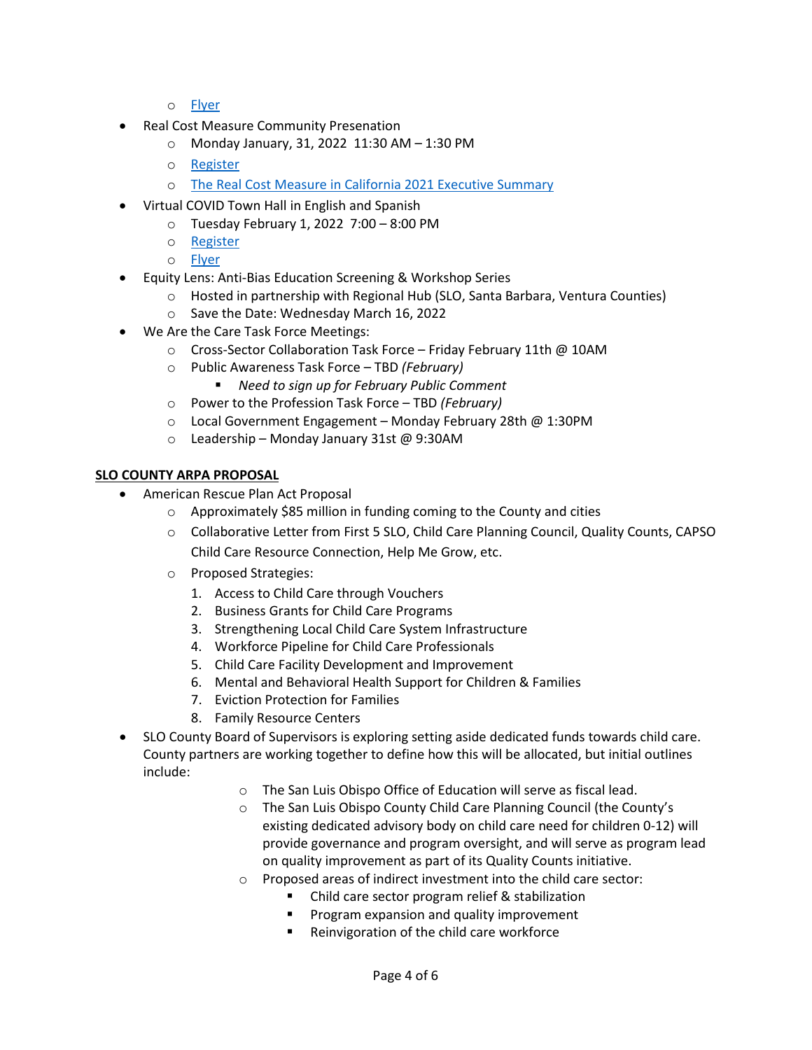- Flyer
- Real Cost Measure Community Presenation
    - Monday January, 31, 2022 11:30 AM – 1:30 PM
    - Register
    - The Real Cost Measure in California 2021 Executive Summary
- Virtual COVID Town Hall in English and Spanish
    - Tuesday February 1, 2022 7:00 – 8:00 PM
    - Register
    - Flyer
- Equity Lens: Anti-Bias Education Screening & Workshop Series
    - Hosted in partnership with Regional Hub (SLO, Santa Barbara, Ventura Counties)
    - Save the Date: Wednesday March 16, 2022
- We Are the Care Task Force Meetings:
    - Cross-Sector Collaboration Task Force – Friday February 11th @ 10AM
    - Public Awareness Task Force – TBD *(February)*
        - *Need to sign up for February Public Comment*
    - Power to the Profession Task Force – TBD *(February)*
    - Local Government Engagement – Monday February 28th @ 1:30PM
    - Leadership – Monday January 31st @ 9:30AM

**<u>SLO COUNTY ARPA PROPOSAL</u>**

- American Rescue Plan Act Proposal
    - Approximately $85 million in funding coming to the County and cities
    - Collaborative Letter from First 5 SLO, Child Care Planning Council, Quality Counts, CAPSO Child Care Resource Connection, Help Me Grow, etc.
    - Proposed Strategies:
        1. Access to Child Care through Vouchers
        2. Business Grants for Child Care Programs
        3. Strengthening Local Child Care System Infrastructure
        4. Workforce Pipeline for Child Care Professionals
        5. Child Care Facility Development and Improvement
        6. Mental and Behavioral Health Support for Children & Families
        7. Eviction Protection for Families
        8. Family Resource Centers
- SLO County Board of Supervisors is exploring setting aside dedicated funds towards child care. County partners are working together to define how this will be allocated, but initial outlines include:
    - The San Luis Obispo Office of Education will serve as fiscal lead.
    - The San Luis Obispo County Child Care Planning Council (the County's existing dedicated advisory body on child care need for children 0-12) will provide governance and program oversight, and will serve as program lead on quality improvement as part of its Quality Counts initiative.
    - Proposed areas of indirect investment into the child care sector:
        - Child care sector program relief & stabilization
        - Program expansion and quality improvement
        - Reinvigoration of the child care workforce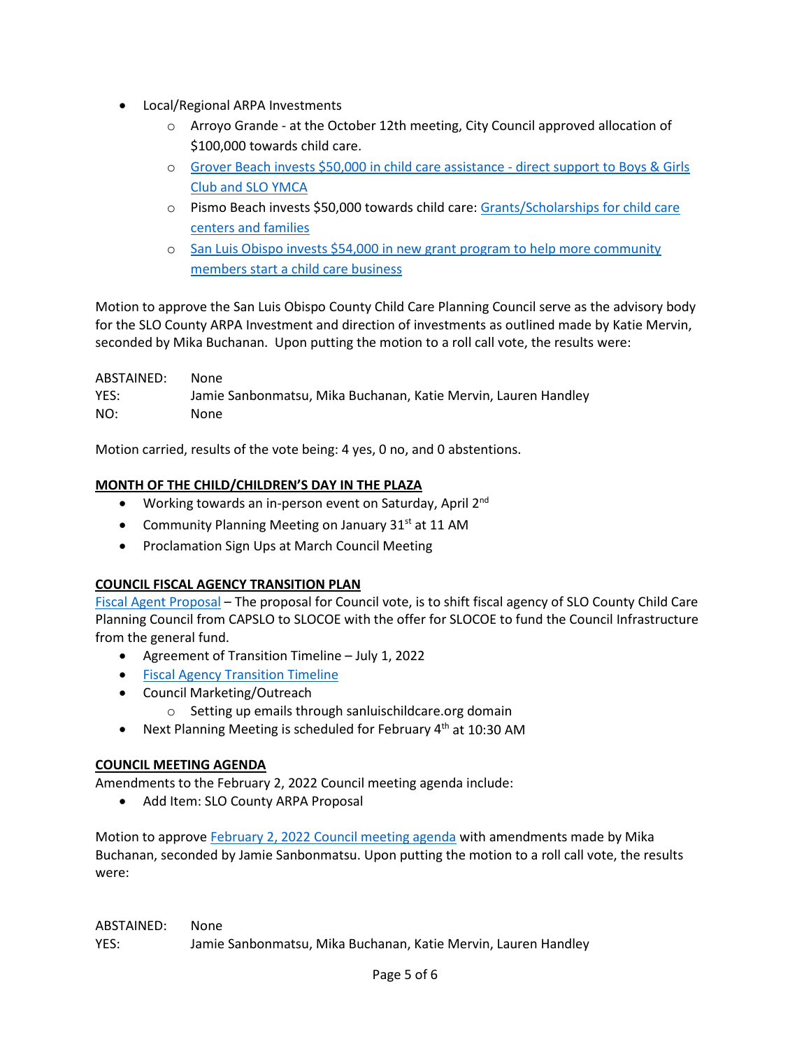- Local/Regional ARPA Investments
  - Arroyo Grande - at the October 12th meeting, City Council approved allocation of $100,000 towards child care.
  - Grover Beach invests $50,000 in child care assistance - direct support to Boys & Girls Club and SLO YMCA
  - Pismo Beach invests $50,000 towards child care: Grants/Scholarships for child care centers and families
  - San Luis Obispo invests $54,000 in new grant program to help more community members start a child care business

Motion to approve the San Luis Obispo County Child Care Planning Council serve as the advisory body for the SLO County ARPA Investment and direction of investments as outlined made by Katie Mervin, seconded by Mika Buchanan. Upon putting the motion to a roll call vote, the results were:

ABSTAINED: None
YES: Jamie Sanbonmatsu, Mika Buchanan, Katie Mervin, Lauren Handley
NO: None

Motion carried, results of the vote being: 4 yes, 0 no, and 0 abstentions.

**MONTH OF THE CHILD/CHILDREN'S DAY IN THE PLAZA**

- Working towards an in-person event on Saturday, April 2nd
- Community Planning Meeting on January 31st at 11 AM
- Proclamation Sign Ups at March Council Meeting

**COUNCIL FISCAL AGENCY TRANSITION PLAN**

Fiscal Agent Proposal – The proposal for Council vote, is to shift fiscal agency of SLO County Child Care Planning Council from CAPSLO to SLOCOE with the offer for SLOCOE to fund the Council Infrastructure from the general fund.

- Agreement of Transition Timeline – July 1, 2022
- Fiscal Agency Transition Timeline
- Council Marketing/Outreach
  - Setting up emails through sanluischildcare.org domain
- Next Planning Meeting is scheduled for February 4th at 10:30 AM

**COUNCIL MEETING AGENDA**

Amendments to the February 2, 2022 Council meeting agenda include:

- Add Item: SLO County ARPA Proposal

Motion to approve February 2, 2022 Council meeting agenda with amendments made by Mika Buchanan, seconded by Jamie Sanbonmatsu. Upon putting the motion to a roll call vote, the results were:

ABSTAINED: None
YES: Jamie Sanbonmatsu, Mika Buchanan, Katie Mervin, Lauren Handley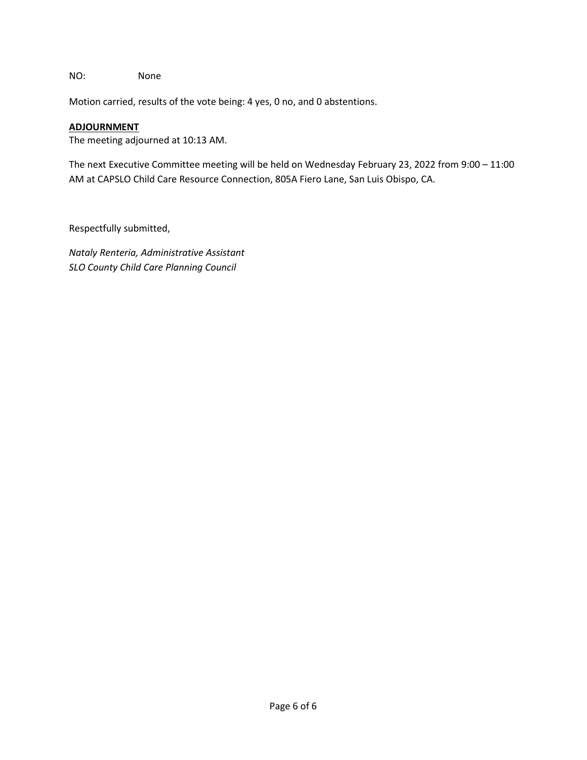NO: None

Motion carried, results of the vote being: 4 yes, 0 no, and 0 abstentions.

**ADJOURNMENT**

The meeting adjourned at 10:13 AM.

The next Executive Committee meeting will be held on Wednesday February 23, 2022 from 9:00 – 11:00 AM at CAPSLO Child Care Resource Connection, 805A Fiero Lane, San Luis Obispo, CA.

Respectfully submitted,

*Nataly Renteria, Administrative Assistant*
*SLO County Child Care Planning Council*